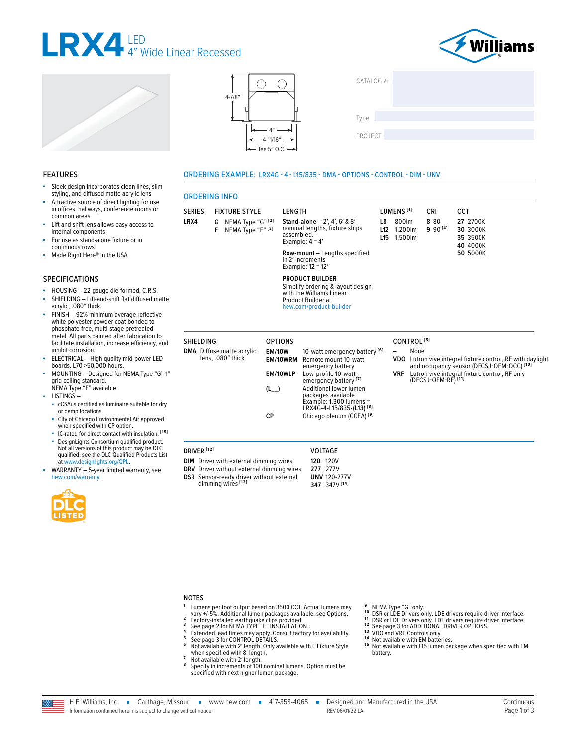# LRX4 LED
## 4" Wide Linear Recessed

4-7/8"
4"
4-11/16"
Tee 5" O.C.

CATALOG #:

Type:

PROJECT:

## FEATURES

- Sleek design incorporates clean lines, slim styling, and diffused matte acrylic lens
- Attractive source of direct lighting for use in offices, hallways, conference rooms or common areas
- Lift and shift lens allows easy access to internal components
- For use as stand-alone fixture or in continuous rows
- Made Right Here® in the USA

## SPECIFICATIONS

- HOUSING – 22-gauge die-formed, C.R.S.
- SHIELDING – Lift-and-shift flat diffused matte acrylic, .080" thick.
- FINISH – 92% minimum average reflective white polyester powder coat bonded to phosphate-free, multi-stage pretreated metal. All parts painted after fabrication to facilitate installation, increase efficiency, and inhibit corrosion.
- ELECTRICAL – High quality mid-power LED boards. L70 >50,000 hours.
- MOUNTING – Designed for NEMA Type "G" 1" grid ceiling standard. NEMA Type "F" available.
- LISTINGS –
  - cCSAus certified as luminaire suitable for dry or damp locations.
  - City of Chicago Environmental Air approved when specified with CP option.
  - IC-rated for direct contact with insulation. [15]
  - DesignLights Consortium qualified product. Not all versions of this product may be DLC qualified, see the DLC Qualified Products List at www.designlights.org/QPL.
- WARRANTY – 5-year limited warranty, see hew.com/warranty.

DLC LISTED

## ORDERING EXAMPLE: LRX4G - 4 - L15/835 - DMA - OPTIONS - CONTROL - DIM - UNV

## ORDERING INFO

**SERIES**
- **LRX4**

**FIXTURE STYLE**
- **G** NEMA Type "G" [2]
- **F** NEMA Type "F" [3]

**LENGTH**

**Stand-alone** – 2', 4', 6' & 8' nominal lengths, fixture ships assembled.
Example: **4** = 4'

**Row-mount** – Lengths specified in 2' increments
Example: **12** = 12'

**PRODUCT BUILDER**
Simplify ordering & layout design with the Williams Linear Product Builder at hew.com/product-builder

**LUMENS** [1]
- **L8** 800lm
- **L12** 1,200lm
- **L15** 1,500lm

**CRI**
- **8** 80
- **9** 90 [4]

**CCT**
- **27** 2700K
- **30** 3000K
- **35** 3500K
- **40** 4000K
- **50** 5000K

**SHIELDING**
- **DMA** Diffuse matte acrylic lens, .080" thick

**OPTIONS**

| | |
|---|---|
| **EM/10W** | 10-watt emergency battery [6] |
| **EM/10WRM** | Remote mount 10-watt emergency battery |
| **EM/10WLP** | Low-profile 10-watt emergency battery [7] |
| **(L__)** | Additional lower lumen packages available Example: 1,300 lumens = LRX4G-4-L15/835-**(L13)** [8] |
| **CP** | Chicago plenum (CCEA) [9] |

**CONTROL** [5]

| | |
|---|---|
| **–** | None |
| **VDO** | Lutron vive integral fixture control, RF with daylight and occupancy sensor (DFCSJ-OEM-OCC) [10] |
| **VRF** | Lutron vive integral fixture control, RF only (DFCSJ-OEM-RF) [11] |

**DRIVER** [12]

| | |
|---|---|
| **DIM** | Driver with external dimming wires |
| **DRV** | Driver without external dimming wires |
| **DSR** | Sensor-ready driver without external dimming wires [13] |

**VOLTAGE**

| | |
|---|---|
| **120** | 120V |
| **277** | 277V |
| **UNV** | 120-277V |
| **347** | 347V [14] |

## NOTES

1. Lumens per foot output based on 3500 CCT. Actual lumens may vary +/-5%. Additional lumen packages available, see Options.
2. Factory-installed earthquake clips provided.
3. See page 2 for NEMA TYPE "F" INSTALLATION.
4. Extended lead times may apply. Consult factory for availability.
5. See page 3 for CONTROL DETAILS.
6. Not available with 2' length. Only available with F Fixture Style when specified with 8' length.
7. Not available with 2' length.
8. Specify in increments of 100 nominal lumens. Option must be specified with next higher lumen package.
9. NEMA Type "G" only.
10. DSR or LDE Drivers only. LDE drivers require driver interface.
11. DSR or LDE Drivers only. LDE drivers require driver interface.
12. See page 3 for ADDITIONAL DRIVER OPTIONS.
13. VDO and VRF Controls only.
14. Not available with EM batteries.
15. Not available with L15 lumen package when specified with EM battery.

H.E. Williams, Inc. ▪ Carthage, Missouri ▪ www.hew.com ▪ 417-358-4065 ▪ Designed and Manufactured in the USA
Information contained herein is subject to change without notice. REV.06/01/22.LA
Continuous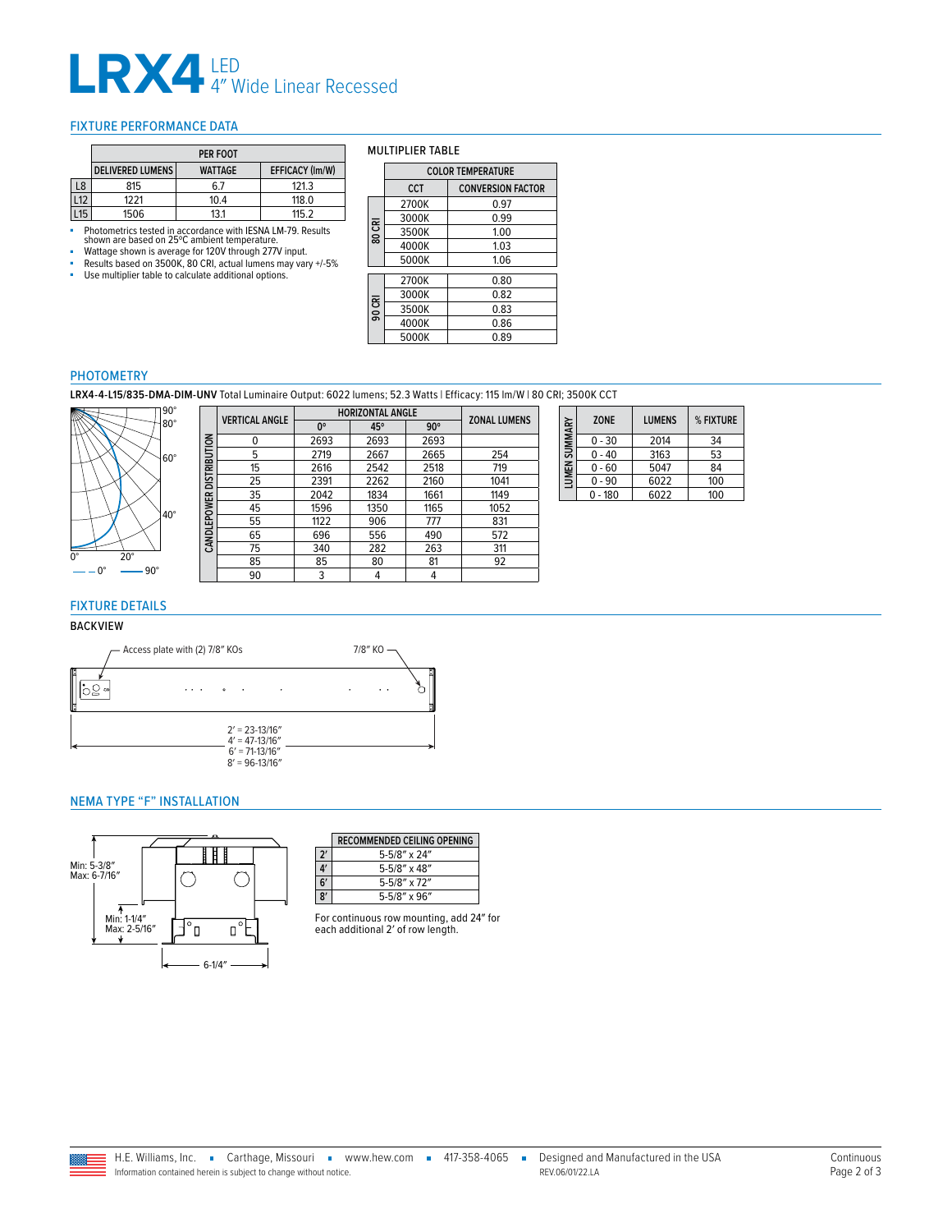# LRX4 LED 4″ Wide Linear Recessed

## FIXTURE PERFORMANCE DATA

| | PER FOOT | | |
|---|---|---|---|
| | DELIVERED LUMENS | WATTAGE | EFFICACY (lm/W) |
| L8 | 815 | 6.7 | 121.3 |
| L12 | 1221 | 10.4 | 118.0 |
| L15 | 1506 | 13.1 | 115.2 |

- Photometrics tested in accordance with IESNA LM-79. Results shown are based on 25°C ambient temperature.
- Wattage shown is average for 120V through 277V input.
- Results based on 3500K, 80 CRI, actual lumens may vary +/-5%
- Use multiplier table to calculate additional options.

### MULTIPLIER TABLE

| | COLOR TEMPERATURE | |
|---|---|---|
| | CCT | CONVERSION FACTOR |
| 80 CRI | 2700K | 0.97 |
| | 3000K | 0.99 |
| | 3500K | 1.00 |
| | 4000K | 1.03 |
| | 5000K | 1.06 |
| 90 CRI | 2700K | 0.80 |
| | 3000K | 0.82 |
| | 3500K | 0.83 |
| | 4000K | 0.86 |
| | 5000K | 0.89 |

## PHOTOMETRY

**LRX4-4-L15/835-DMA-DIM-UNV** Total Luminaire Output: 6022 lumens; 52.3 Watts | Efficacy: 115 lm/W | 80 CRI; 3500K CCT

90°
80°
60°
40°
0°
20°
0°
90°

| CANDLEPOWER DISTRIBUTION | VERTICAL ANGLE | HORIZONTAL ANGLE | | | ZONAL LUMENS |
|---|---|---|---|---|---|
| | | 0° | 45° | 90° | |
| | 0 | 2693 | 2693 | 2693 | |
| | 5 | 2719 | 2667 | 2665 | 254 |
| | 15 | 2616 | 2542 | 2518 | 719 |
| | 25 | 2391 | 2262 | 2160 | 1041 |
| | 35 | 2042 | 1834 | 1661 | 1149 |
| | 45 | 1596 | 1350 | 1165 | 1052 |
| | 55 | 1122 | 906 | 777 | 831 |
| | 65 | 696 | 556 | 490 | 572 |
| | 75 | 340 | 282 | 263 | 311 |
| | 85 | 85 | 80 | 81 | 92 |
| | 90 | 3 | 4 | 4 | |

| LUMEN SUMMARY | ZONE | LUMENS | % FIXTURE |
|---|---|---|---|
| | 0 - 30 | 2014 | 34 |
| | 0 - 40 | 3163 | 53 |
| | 0 - 60 | 5047 | 84 |
| | 0 - 90 | 6022 | 100 |
| | 0 - 180 | 6022 | 100 |

## FIXTURE DETAILS

### BACKVIEW

Access plate with (2) 7/8″ KOs
7/8″ KO
2′ = 23-13/16″
4′ = 47-13/16″
6′ = 71-13/16″
8′ = 96-13/16″

## NEMA TYPE “F” INSTALLATION

Min: 5-3/8″
Max: 6-7/16″
Min: 1-1/4″
Max: 2-5/16″
6-1/4″

| | RECOMMENDED CEILING OPENING |
|---|---|
| 2′ | 5-5/8″ x 24″ |
| 4′ | 5-5/8″ x 48″ |
| 6′ | 5-5/8″ x 72″ |
| 8′ | 5-5/8″ x 96″ |

For continuous row mounting, add 24″ for each additional 2′ of row length.

H.E. Williams, Inc. ▪ Carthage, Missouri ▪ www.hew.com ▪ 417-358-4065 ▪ Designed and Manufactured in the USA
Information contained herein is subject to change without notice. REV.06/01/22.LA
Continuous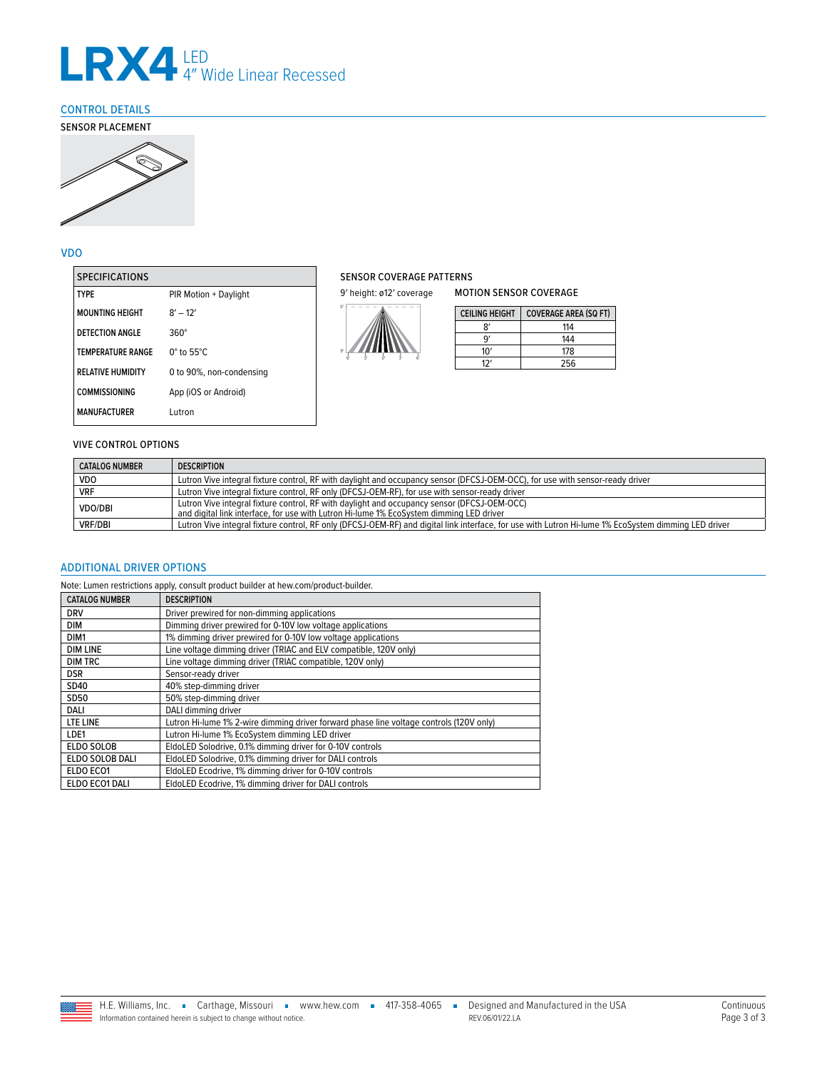# LRX4 LED 4" Wide Linear Recessed

## CONTROL DETAILS

### SENSOR PLACEMENT

## VDO

| SPECIFICATIONS | |
|---|---|
| TYPE | PIR Motion + Daylight |
| MOUNTING HEIGHT | 8' – 12' |
| DETECTION ANGLE | 360° |
| TEMPERATURE RANGE | 0° to 55°C |
| RELATIVE HUMIDITY | 0 to 90%, non-condensing |
| COMMISSIONING | App (iOS or Android) |
| MANUFACTURER | Lutron |

### SENSOR COVERAGE PATTERNS

9' height: ø12' coverage

### MOTION SENSOR COVERAGE

| CEILING HEIGHT | COVERAGE AREA (SQ FT) |
|---|---|
| 8' | 114 |
| 9' | 144 |
| 10' | 178 |
| 12' | 256 |

### VIVE CONTROL OPTIONS

| CATALOG NUMBER | DESCRIPTION |
|---|---|
| VDO | Lutron Vive integral fixture control, RF with daylight and occupancy sensor (DFCSJ-OEM-OCC), for use with sensor-ready driver |
| VRF | Lutron Vive integral fixture control, RF only (DFCSJ-OEM-RF), for use with sensor-ready driver |
| VDO/DBI | Lutron Vive integral fixture control, RF with daylight and occupancy sensor (DFCSJ-OEM-OCC) and digital link interface, for use with Lutron Hi-lume 1% EcoSystem dimming LED driver |
| VRF/DBI | Lutron Vive integral fixture control, RF only (DFCSJ-OEM-RF) and digital link interface, for use with Lutron Hi-lume 1% EcoSystem dimming LED driver |

## ADDITIONAL DRIVER OPTIONS

Note: Lumen restrictions apply, consult product builder at hew.com/product-builder.

| CATALOG NUMBER | DESCRIPTION |
|---|---|
| DRV | Driver prewired for non-dimming applications |
| DIM | Dimming driver prewired for 0-10V low voltage applications |
| DIM1 | 1% dimming driver prewired for 0-10V low voltage applications |
| DIM LINE | Line voltage dimming driver (TRIAC and ELV compatible, 120V only) |
| DIM TRC | Line voltage dimming driver (TRIAC compatible, 120V only) |
| DSR | Sensor-ready driver |
| SD40 | 40% step-dimming driver |
| SD50 | 50% step-dimming driver |
| DALI | DALI dimming driver |
| LTE LINE | Lutron Hi-lume 1% 2-wire dimming driver forward phase line voltage controls (120V only) |
| LDE1 | Lutron Hi-lume 1% EcoSystem dimming LED driver |
| ELDO SOLOB | EldoLED Solodrive, 0.1% dimming driver for 0-10V controls |
| ELDO SOLOB DALI | EldoLED Solodrive, 0.1% dimming driver for DALI controls |
| ELDO ECO1 | EldoLED Ecodrive, 1% dimming driver for 0-10V controls |
| ELDO ECO1 DALI | EldoLED Ecodrive, 1% dimming driver for DALI controls |

H.E. Williams, Inc. ▪ Carthage, Missouri ▪ www.hew.com ▪ 417-358-4065 ▪ Designed and Manufactured in the USA

Information contained herein is subject to change without notice. REV.06/01/22.LA

Continuous